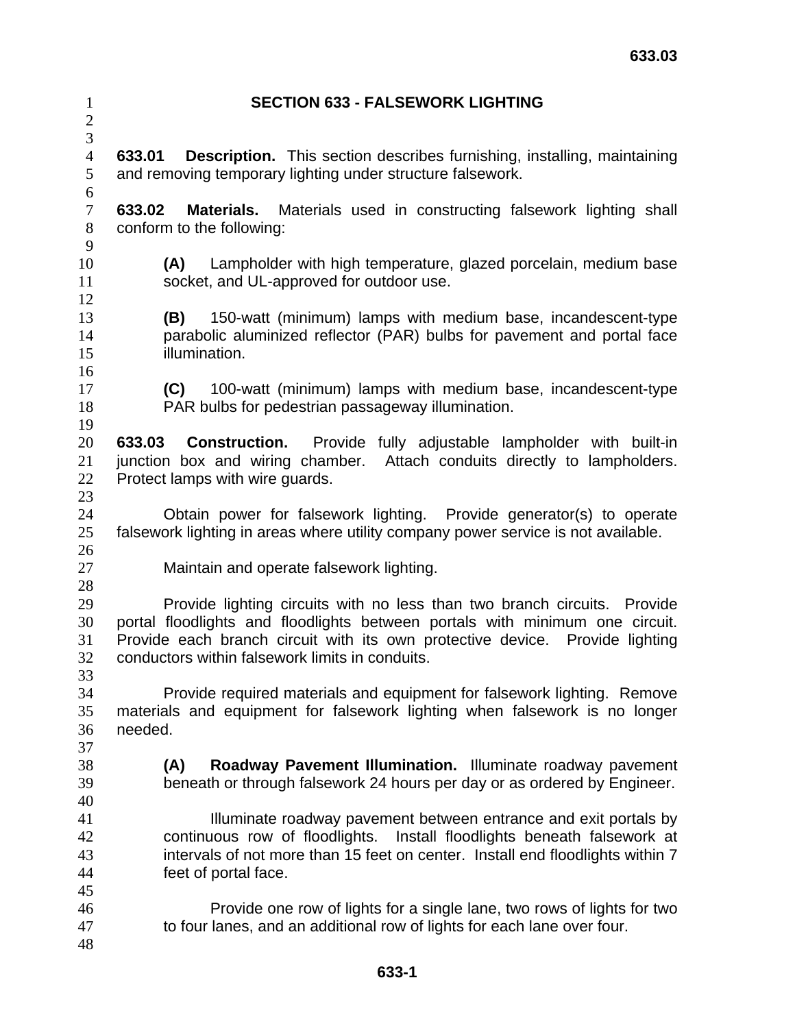# SECTION 633 - FALSEWORK LIGHTING

**633.01 Description.** This section describes furnishing, installing, maintaining and removing temporary lighting under structure falsework.

**633.02 Materials.** Materials used in constructing falsework lighting shall conform to the following:

**(A)** Lampholder with high temperature, glazed porcelain, medium base socket, and UL-approved for outdoor use.

**(B)** 150-watt (minimum) lamps with medium base, incandescent-type parabolic aluminized reflector (PAR) bulbs for pavement and portal face illumination.

**(C)** 100-watt (minimum) lamps with medium base, incandescent-type PAR bulbs for pedestrian passageway illumination.

**633.03 Construction.** Provide fully adjustable lampholder with built-in junction box and wiring chamber. Attach conduits directly to lampholders. Protect lamps with wire guards.

Obtain power for falsework lighting. Provide generator(s) to operate falsework lighting in areas where utility company power service is not available.

Maintain and operate falsework lighting.

Provide lighting circuits with no less than two branch circuits. Provide portal floodlights and floodlights between portals with minimum one circuit. Provide each branch circuit with its own protective device. Provide lighting conductors within falsework limits in conduits.

Provide required materials and equipment for falsework lighting. Remove materials and equipment for falsework lighting when falsework is no longer needed.

**(A) Roadway Pavement Illumination.** Illuminate roadway pavement beneath or through falsework 24 hours per day or as ordered by Engineer.

Illuminate roadway pavement between entrance and exit portals by continuous row of floodlights. Install floodlights beneath falsework at intervals of not more than 15 feet on center. Install end floodlights within 7 feet of portal face.

Provide one row of lights for a single lane, two rows of lights for two to four lanes, and an additional row of lights for each lane over four.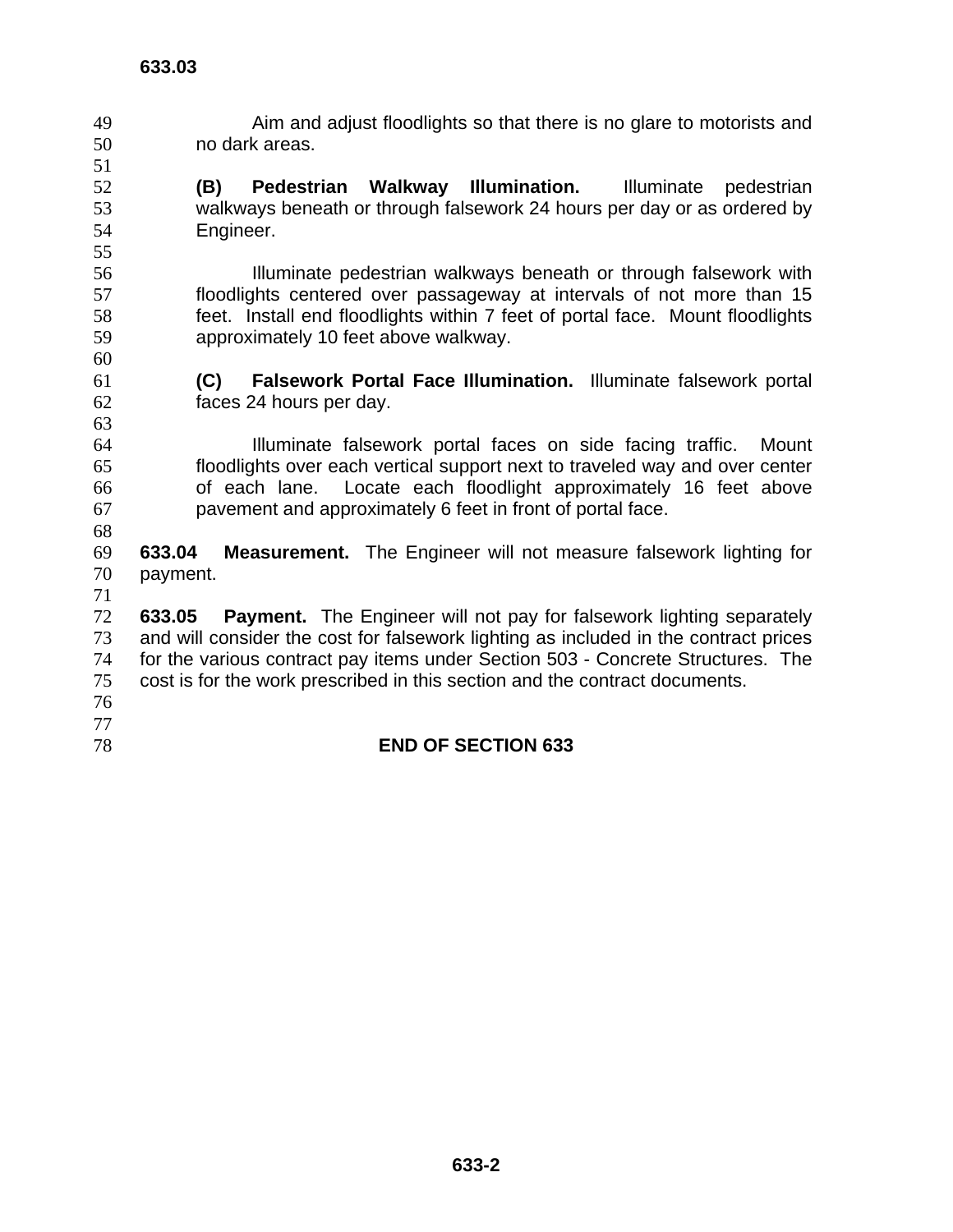Aim and adjust floodlights so that there is no glare to motorists and no dark areas.

**(B) Pedestrian Walkway Illumination.** Illuminate pedestrian walkways beneath or through falsework 24 hours per day or as ordered by Engineer.

Illuminate pedestrian walkways beneath or through falsework with floodlights centered over passageway at intervals of not more than 15 feet. Install end floodlights within 7 feet of portal face. Mount floodlights approximately 10 feet above walkway.

**(C) Falsework Portal Face Illumination.** Illuminate falsework portal faces 24 hours per day.

Illuminate falsework portal faces on side facing traffic. Mount floodlights over each vertical support next to traveled way and over center of each lane. Locate each floodlight approximately 16 feet above pavement and approximately 6 feet in front of portal face.

**633.04 Measurement.** The Engineer will not measure falsework lighting for payment.

**633.05 Payment.** The Engineer will not pay for falsework lighting separately and will consider the cost for falsework lighting as included in the contract prices for the various contract pay items under Section 503 - Concrete Structures. The cost is for the work prescribed in this section and the contract documents.

**END OF SECTION 633**